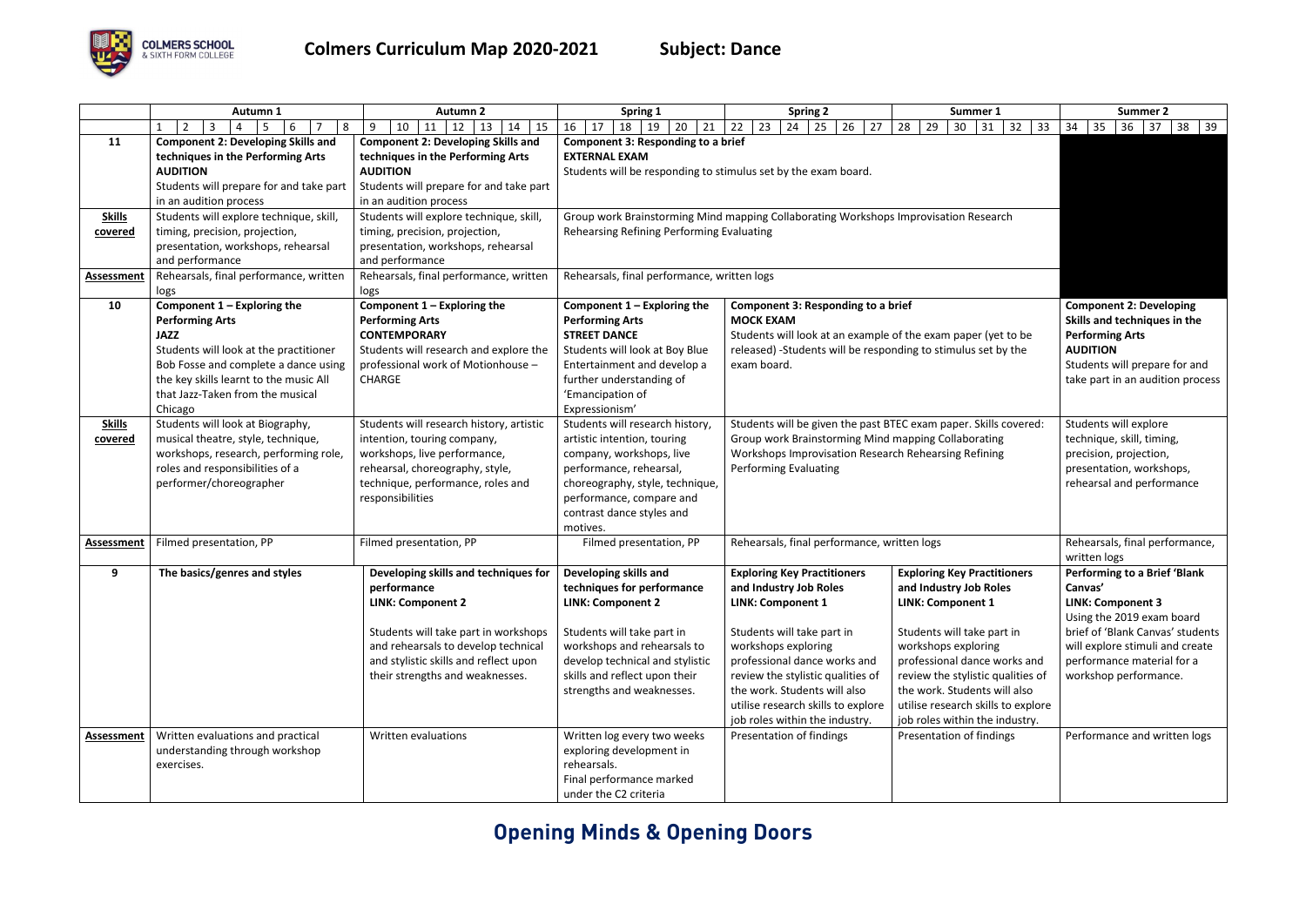# Colmers Curriculum Map 2020-2021 Subject: Dance

| | Autumn 1 | Autumn 2 | Spring 1 | Spring 2 | Summer 1 | Summer 2 |
|---|---|---|---|---|---|---|
| | 1 2 3 4 5 6 7 8 | 9 10 11 12 13 14 15 | 16 17 18 19 20 21 | 22 23 24 25 26 27 | 28 29 30 31 32 33 | 34 35 36 37 38 39 |
| **11** | **Component 2: Developing Skills and techniques in the Performing Arts** **AUDITION** Students will prepare for and take part in an audition process | **Component 2: Developing Skills and techniques in the Performing Arts** **AUDITION** Students will prepare for and take part in an audition process | **Component 3: Responding to a brief** **EXTERNAL EXAM** Students will be responding to stimulus set by the exam board. | | | |
| **Skills covered** | Students will explore technique, skill, timing, precision, projection, presentation, workshops, rehearsal and performance | Students will explore technique, skill, timing, precision, projection, presentation, workshops, rehearsal and performance | Group work Brainstorming Mind mapping Collaborating Workshops Improvisation Research Rehearsing Refining Performing Evaluating | | | |
| **Assessment** | Rehearsals, final performance, written logs | Rehearsals, final performance, written logs | Rehearsals, final performance, written logs | | | |
| **10** | **Component 1 – Exploring the Performing Arts** **JAZZ** Students will look at the practitioner Bob Fosse and complete a dance using the key skills learnt to the music All that Jazz-Taken from the musical Chicago | **Component 1 – Exploring the Performing Arts** **CONTEMPORARY** Students will research and explore the professional work of Motionhouse – CHARGE | **Component 1 – Exploring the Performing Arts** **STREET DANCE** Students will look at Boy Blue Entertainment and develop a further understanding of 'Emancipation of Expressionism' | **Component 3: Responding to a brief** **MOCK EXAM** Students will look at an example of the exam paper (yet to be released) -Students will be responding to stimulus set by the exam board. | | **Component 2: Developing Skills and techniques in the Performing Arts** **AUDITION** Students will prepare for and take part in an audition process |
| **Skills covered** | Students will look at Biography, musical theatre, style, technique, workshops, research, performing role, roles and responsibilities of a performer/choreographer | Students will research history, artistic intention, touring company, workshops, live performance, rehearsal, choreography, style, technique, performance, roles and responsibilities | Students will research history, artistic intention, touring company, workshops, live performance, rehearsal, choreography, style, technique, performance, compare and contrast dance styles and motives. | Students will be given the past BTEC exam paper. Skills covered: Group work Brainstorming Mind mapping Collaborating Workshops Improvisation Research Rehearsing Refining Performing Evaluating | | Students will explore technique, skill, timing, precision, projection, presentation, workshops, rehearsal and performance |
| **Assessment** | Filmed presentation, PP | Filmed presentation, PP | Filmed presentation, PP | Rehearsals, final performance, written logs | | Rehearsals, final performance, written logs |
| **9** | **The basics/genres and styles** | **Developing skills and techniques for performance** **LINK: Component 2** Students will take part in workshops and rehearsals to develop technical and stylistic skills and reflect upon their strengths and weaknesses. | **Developing skills and techniques for performance** **LINK: Component 2** Students will take part in workshops and rehearsals to develop technical and stylistic skills and reflect upon their strengths and weaknesses. | **Exploring Key Practitioners and Industry Job Roles** **LINK: Component 1** Students will take part in workshops exploring professional dance works and review the stylistic qualities of the work. Students will also utilise research skills to explore job roles within the industry. | **Exploring Key Practitioners and Industry Job Roles** **LINK: Component 1** Students will take part in workshops exploring professional dance works and review the stylistic qualities of the work. Students will also utilise research skills to explore job roles within the industry. | **Performing to a Brief 'Blank Canvas'** **LINK: Component 3** Using the 2019 exam board brief of 'Blank Canvas' students will explore stimuli and create performance material for a workshop performance. |
| **Assessment** | Written evaluations and practical understanding through workshop exercises. | Written evaluations | Written log every two weeks exploring development in rehearsals. Final performance marked under the C2 criteria | Presentation of findings | Presentation of findings | Performance and written logs |

**Opening Minds & Opening Doors**